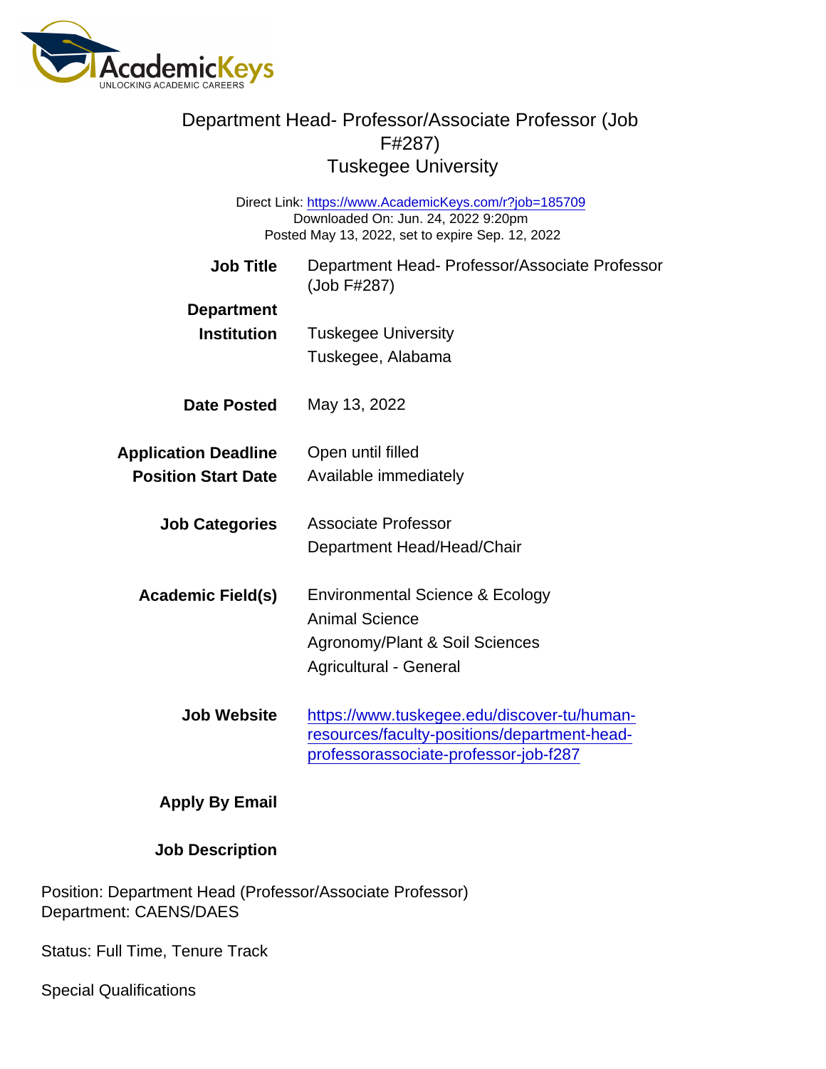# Department Head- Professor/Associate Professor (Job F#287)

## Tuskegee University

Direct Link: https://www.AcademicKeys.com/r?job=185709
Downloaded On: Jun. 24, 2022 9:20pm
Posted May 13, 2022, set to expire Sep. 12, 2022

**Job Title** Department Head- Professor/Associate Professor (Job F#287)

**Department**

**Institution** Tuskegee University
Tuskegee, Alabama

**Date Posted** May 13, 2022

**Application Deadline** Open until filled

**Position Start Date** Available immediately

**Job Categories** Associate Professor
Department Head/Head/Chair

**Academic Field(s)** Environmental Science & Ecology
Animal Science
Agronomy/Plant & Soil Sciences
Agricultural - General

**Job Website** https://www.tuskegee.edu/discover-tu/human-resources/faculty-positions/department-head-professorassociate-professor-job-f287

**Apply By Email**

**Job Description**

Position: Department Head (Professor/Associate Professor)
Department: CAENS/DAES

Status: Full Time, Tenure Track

Special Qualifications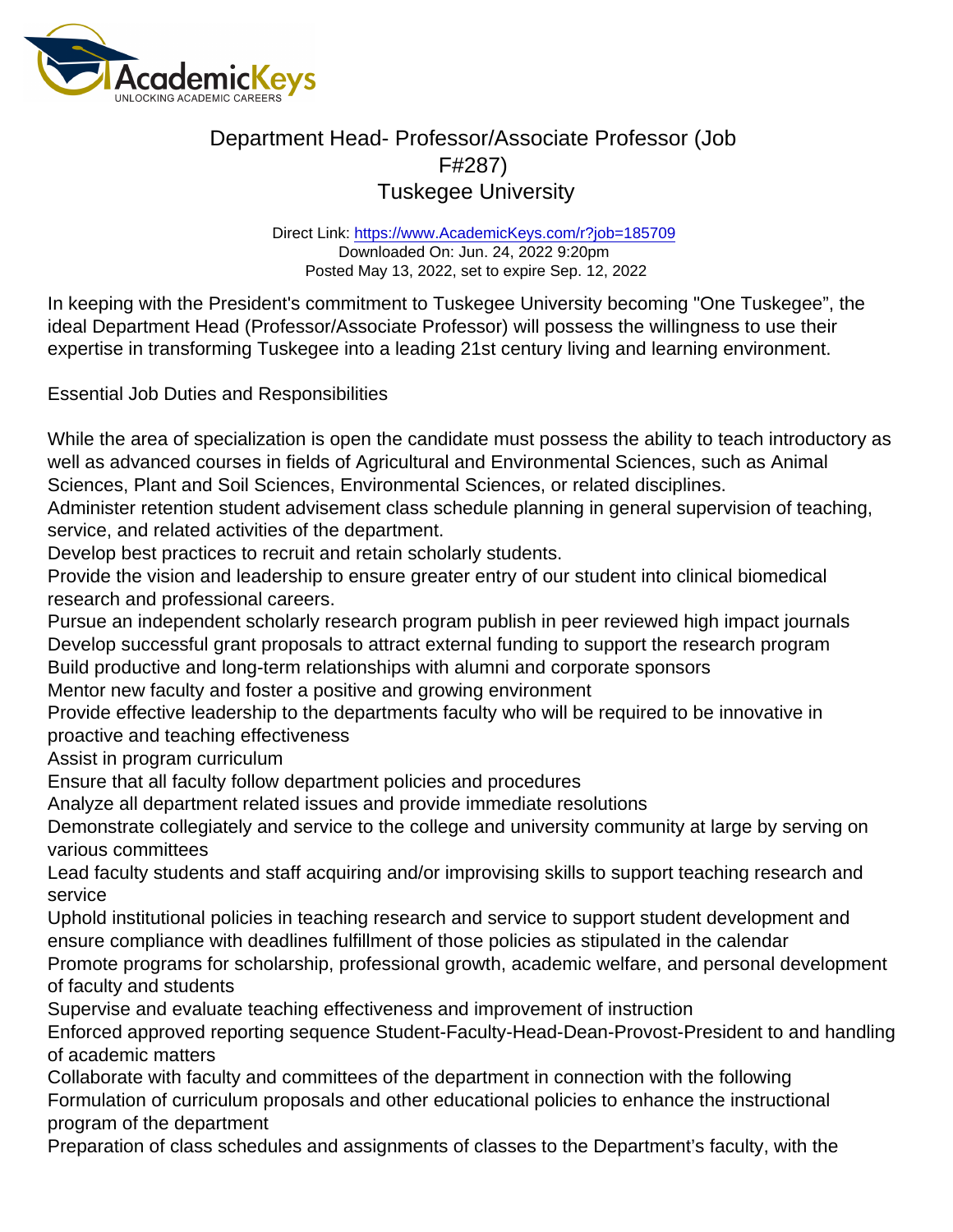# Department Head- Professor/Associate Professor (Job F#287)

## Tuskegee University

Direct Link: https://www.AcademicKeys.com/r?job=185709
Downloaded On: Jun. 24, 2022 9:20pm
Posted May 13, 2022, set to expire Sep. 12, 2022

In keeping with the President's commitment to Tuskegee University becoming "One Tuskegee", the ideal Department Head (Professor/Associate Professor) will possess the willingness to use their expertise in transforming Tuskegee into a leading 21st century living and learning environment.

Essential Job Duties and Responsibilities

While the area of specialization is open the candidate must possess the ability to teach introductory as well as advanced courses in fields of Agricultural and Environmental Sciences, such as Animal Sciences, Plant and Soil Sciences, Environmental Sciences, or related disciplines.
Administer retention student advisement class schedule planning in general supervision of teaching, service, and related activities of the department.
Develop best practices to recruit and retain scholarly students.
Provide the vision and leadership to ensure greater entry of our student into clinical biomedical research and professional careers.
Pursue an independent scholarly research program publish in peer reviewed high impact journals
Develop successful grant proposals to attract external funding to support the research program
Build productive and long-term relationships with alumni and corporate sponsors
Mentor new faculty and foster a positive and growing environment
Provide effective leadership to the departments faculty who will be required to be innovative in proactive and teaching effectiveness
Assist in program curriculum
Ensure that all faculty follow department policies and procedures
Analyze all department related issues and provide immediate resolutions
Demonstrate collegiately and service to the college and university community at large by serving on various committees
Lead faculty students and staff acquiring and/or improvising skills to support teaching research and service
Uphold institutional policies in teaching research and service to support student development and ensure compliance with deadlines fulfillment of those policies as stipulated in the calendar
Promote programs for scholarship, professional growth, academic welfare, and personal development of faculty and students
Supervise and evaluate teaching effectiveness and improvement of instruction
Enforced approved reporting sequence Student-Faculty-Head-Dean-Provost-President to and handling of academic matters
Collaborate with faculty and committees of the department in connection with the following
Formulation of curriculum proposals and other educational policies to enhance the instructional program of the department
Preparation of class schedules and assignments of classes to the Department's faculty, with the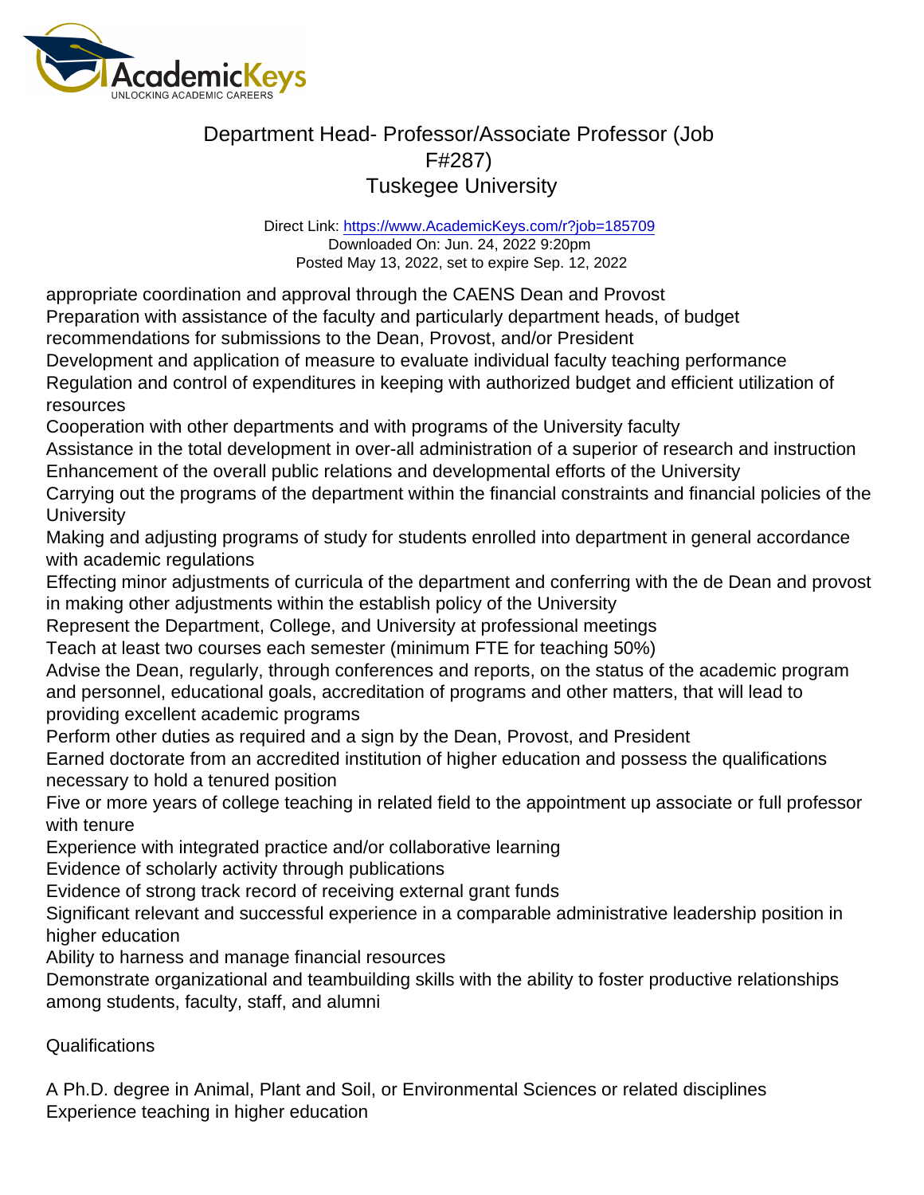appropriate coordination and approval through the CAENS Dean and Provost
Preparation with assistance of the faculty and particularly department heads, of budget recommendations for submissions to the Dean, Provost, and/or President
Development and application of measure to evaluate individual faculty teaching performance
Regulation and control of expenditures in keeping with authorized budget and efficient utilization of resources
Cooperation with other departments and with programs of the University faculty
Assistance in the total development in over-all administration of a superior of research and instruction
Enhancement of the overall public relations and developmental efforts of the University
Carrying out the programs of the department within the financial constraints and financial policies of the University
Making and adjusting programs of study for students enrolled into department in general accordance with academic regulations
Effecting minor adjustments of curricula of the department and conferring with the de Dean and provost in making other adjustments within the establish policy of the University
Represent the Department, College, and University at professional meetings
Teach at least two courses each semester (minimum FTE for teaching 50%)
Advise the Dean, regularly, through conferences and reports, on the status of the academic program and personnel, educational goals, accreditation of programs and other matters, that will lead to providing excellent academic programs
Perform other duties as required and a sign by the Dean, Provost, and President
Earned doctorate from an accredited institution of higher education and possess the qualifications necessary to hold a tenured position
Five or more years of college teaching in related field to the appointment up associate or full professor with tenure
Experience with integrated practice and/or collaborative learning
Evidence of scholarly activity through publications
Evidence of strong track record of receiving external grant funds
Significant relevant and successful experience in a comparable administrative leadership position in higher education
Ability to harness and manage financial resources
Demonstrate organizational and teambuilding skills with the ability to foster productive relationships among students, faculty, staff, and alumni

Qualifications

A Ph.D. degree in Animal, Plant and Soil, or Environmental Sciences or related disciplines
Experience teaching in higher education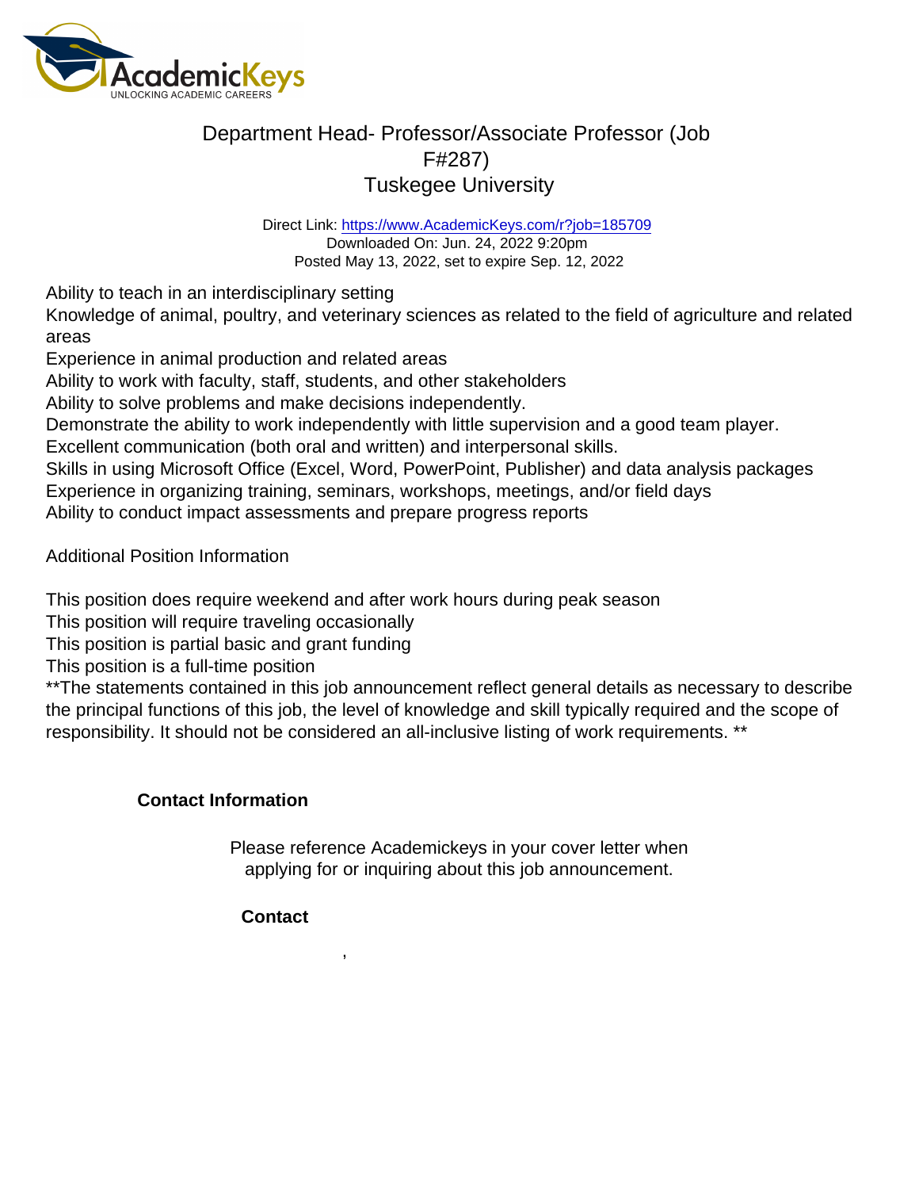Ability to teach in an interdisciplinary setting
Knowledge of animal, poultry, and veterinary sciences as related to the field of agriculture and related areas
Experience in animal production and related areas
Ability to work with faculty, staff, students, and other stakeholders
Ability to solve problems and make decisions independently.
Demonstrate the ability to work independently with little supervision and a good team player.
Excellent communication (both oral and written) and interpersonal skills.
Skills in using Microsoft Office (Excel, Word, PowerPoint, Publisher) and data analysis packages
Experience in organizing training, seminars, workshops, meetings, and/or field days
Ability to conduct impact assessments and prepare progress reports

Additional Position Information

This position does require weekend and after work hours during peak season
This position will require traveling occasionally
This position is partial basic and grant funding
This position is a full-time position
**The statements contained in this job announcement reflect general details as necessary to describe the principal functions of this job, the level of knowledge and skill typically required and the scope of responsibility. It should not be considered an all-inclusive listing of work requirements. **

**Contact Information**

Please reference Academickeys in your cover letter when applying for or inquiring about this job announcement.

**Contact**

,